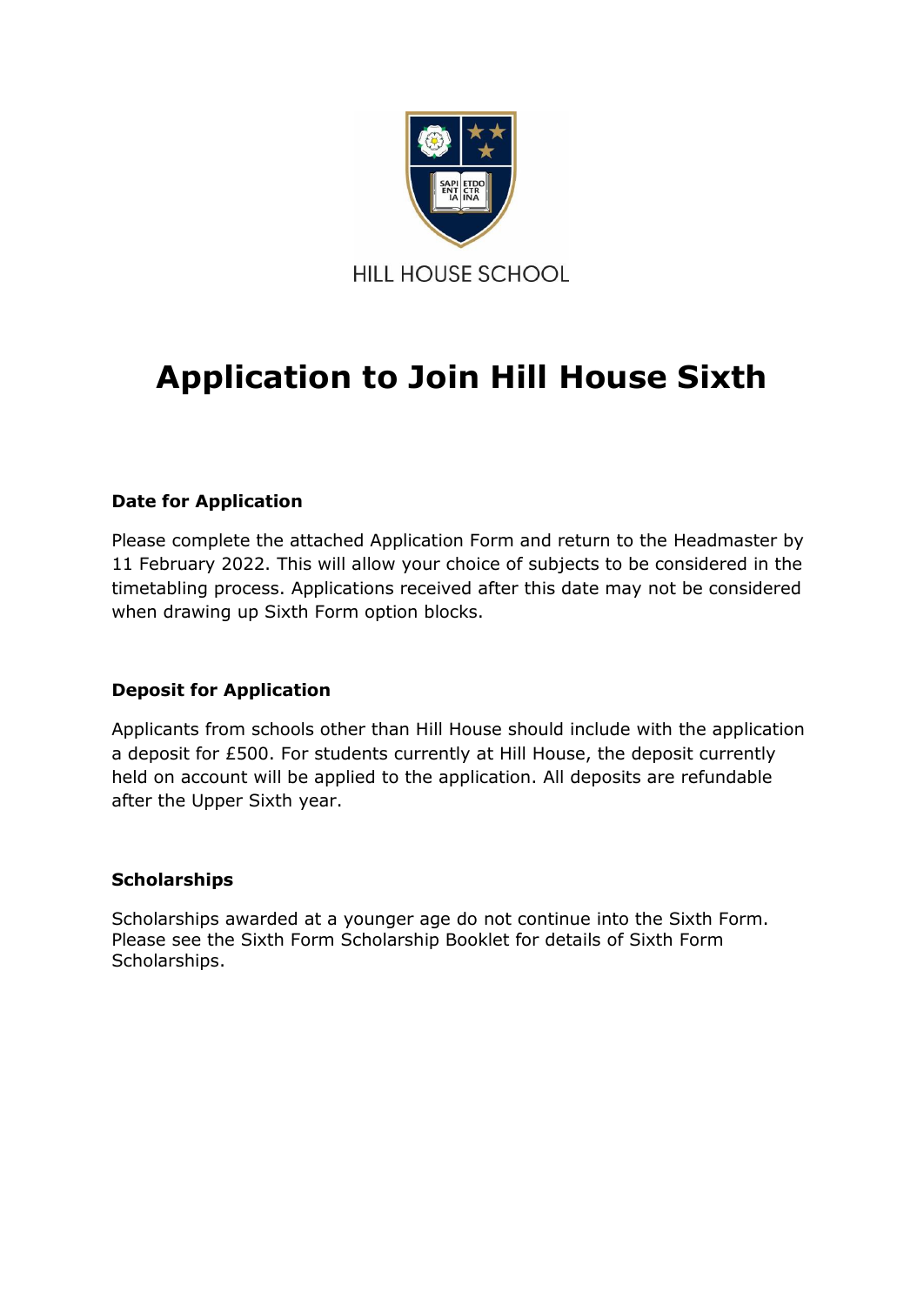HILL HOUSE SCHOOL

# Application to Join Hill House Sixth

### Date for Application

Please complete the attached Application Form and return to the Headmaster by 11 February 2022. This will allow your choice of subjects to be considered in the timetabling process. Applications received after this date may not be considered when drawing up Sixth Form option blocks.

### Deposit for Application

Applicants from schools other than Hill House should include with the application a deposit for £500. For students currently at Hill House, the deposit currently held on account will be applied to the application. All deposits are refundable after the Upper Sixth year.

### Scholarships

Scholarships awarded at a younger age do not continue into the Sixth Form. Please see the Sixth Form Scholarship Booklet for details of Sixth Form Scholarships.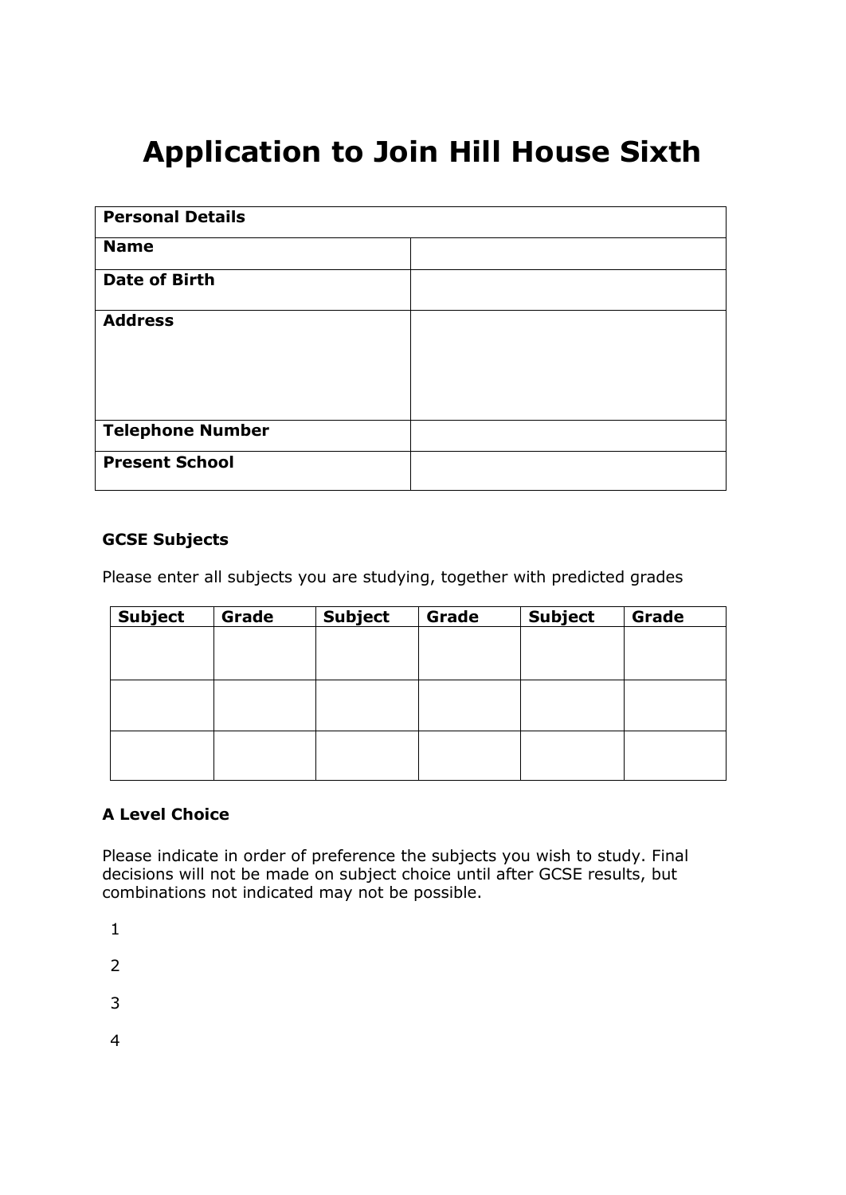# Application to Join Hill House Sixth

| **Personal Details** | |
|---|---|
| **Name** | |
| **Date of Birth** | |
| **Address** | |
| **Telephone Number** | |
| **Present School** | |

**GCSE Subjects**

Please enter all subjects you are studying, together with predicted grades

| Subject | Grade | Subject | Grade | Subject | Grade |
|---|---|---|---|---|---|
| | | | | | |
| | | | | | |
| | | | | | |

**A Level Choice**

Please indicate in order of preference the subjects you wish to study. Final decisions will not be made on subject choice until after GCSE results, but combinations not indicated may not be possible.

1

2

3

4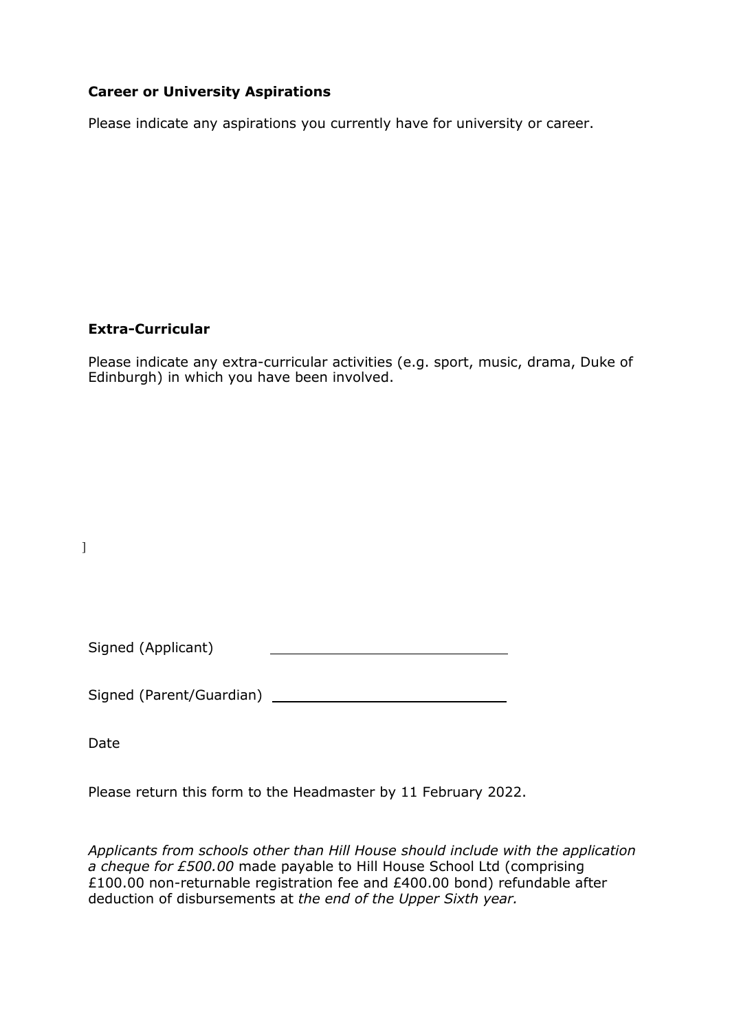**Career or University Aspirations**

Please indicate any aspirations you currently have for university or career.

**Extra-Curricular**

Please indicate any extra-curricular activities (e.g. sport, music, drama, Duke of Edinburgh) in which you have been involved.

]

Signed (Applicant) \_\_\_\_\_\_\_\_\_\_\_\_\_\_\_\_\_\_\_\_\_\_\_\_\_\_\_\_

Signed (Parent/Guardian) \_\_\_\_\_\_\_\_\_\_\_\_\_\_\_\_\_\_\_\_\_\_\_\_\_\_\_\_

Date

Please return this form to the Headmaster by 11 February 2022.

*Applicants from schools other than Hill House should include with the application a cheque for £500.00* made payable to Hill House School Ltd (comprising £100.00 non-returnable registration fee and £400.00 bond) refundable after deduction of disbursements at *the end of the Upper Sixth year.*